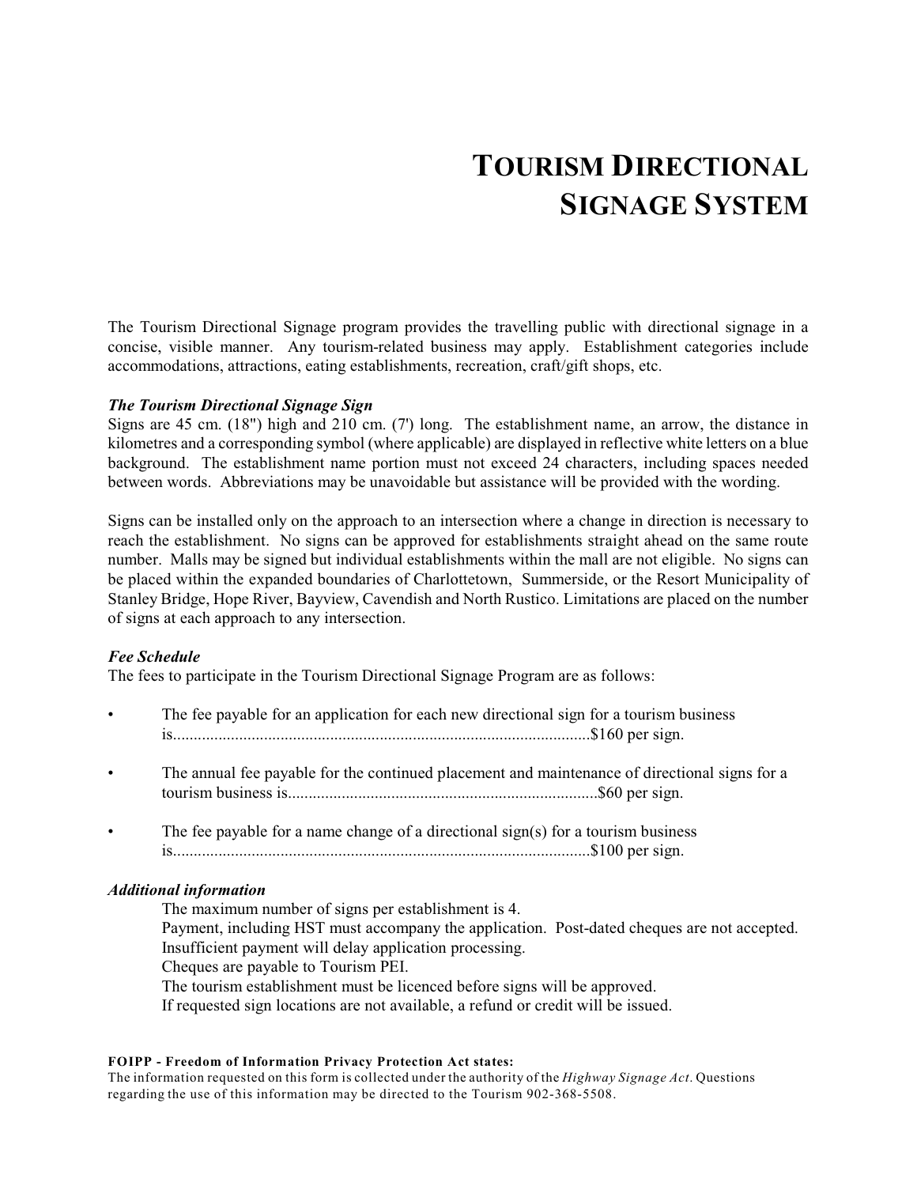# TOURISM DIRECTIONAL SIGNAGE SYSTEM

The Tourism Directional Signage program provides the travelling public with directional signage in a concise, visible manner. Any tourism-related business may apply. Establishment categories include accommodations, attractions, eating establishments, recreation, craft/gift shops, etc.

***The Tourism Directional Signage Sign***

Signs are 45 cm. (18") high and 210 cm. (7') long. The establishment name, an arrow, the distance in kilometres and a corresponding symbol (where applicable) are displayed in reflective white letters on a blue background. The establishment name portion must not exceed 24 characters, including spaces needed between words. Abbreviations may be unavoidable but assistance will be provided with the wording.

Signs can be installed only on the approach to an intersection where a change in direction is necessary to reach the establishment. No signs can be approved for establishments straight ahead on the same route number. Malls may be signed but individual establishments within the mall are not eligible. No signs can be placed within the expanded boundaries of Charlottetown, Summerside, or the Resort Municipality of Stanley Bridge, Hope River, Bayview, Cavendish and North Rustico. Limitations are placed on the number of signs at each approach to any intersection.

***Fee Schedule***

The fees to participate in the Tourism Directional Signage Program are as follows:

- The fee payable for an application for each new directional sign for a tourism business is....................................................................................................$160 per sign.
- The annual fee payable for the continued placement and maintenance of directional signs for a tourism business is..........................................................................$60 per sign.
- The fee payable for a name change of a directional sign(s) for a tourism business is....................................................................................................$100 per sign.

***Additional information***

The maximum number of signs per establishment is 4.
Payment, including HST must accompany the application. Post-dated cheques are not accepted.
Insufficient payment will delay application processing.
Cheques are payable to Tourism PEI.
The tourism establishment must be licenced before signs will be approved.
If requested sign locations are not available, a refund or credit will be issued.

**FOIPP - Freedom of Information Privacy Protection Act states:**
The information requested on this form is collected under the authority of the *Highway Signage Act*. Questions regarding the use of this information may be directed to the Tourism 902-368-5508.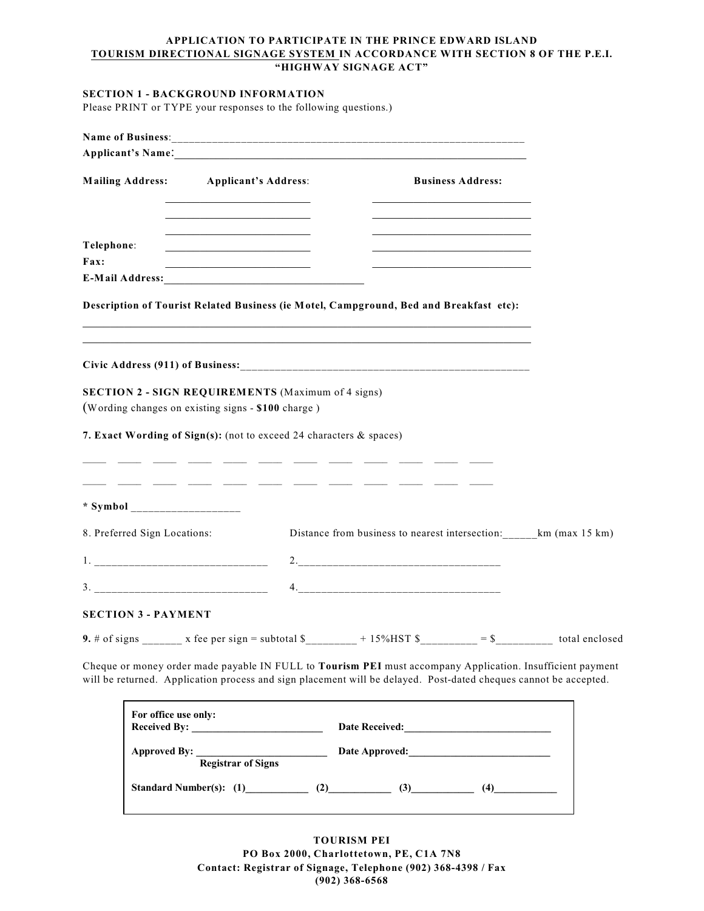**APPLICATION TO PARTICIPATE IN THE PRINCE EDWARD ISLAND**
**<u>TOURISM DIRECTIONAL SIGNAGE SYSTEM</u> IN ACCORDANCE WITH SECTION 8 OF THE P.E.I. "HIGHWAY SIGNAGE ACT"**

## SECTION 1 - BACKGROUND INFORMATION

Please PRINT or TYPE your responses to the following questions.)

**Name of Business**:_______________________________________________________________

**Applicant's Name**:_______________________________________________________________

| **Mailing Address:** | **Applicant's Address**: | **Business Address:** |
|---|---|---|
| | ___________________________ | ______________________________ |
| | ___________________________ | ______________________________ |
| | ___________________________ | ______________________________ |
| **Telephone**: | ___________________________ | ______________________________ |
| **Fax:** | ___________________________ | ______________________________ |

**E-Mail Address:**_____________________________________

**Description of Tourist Related Business (ie Motel, Campground, Bed and Breakfast etc):**

_______________________________________________________________________________

_______________________________________________________________________________

**Civic Address (911) of Business:**___________________________________________________

## SECTION 2 - SIGN REQUIREMENTS (Maximum of 4 signs)

(Wording changes on existing signs - **$100** charge )

**7. Exact Wording of Sign(s):** (not to exceed 24 characters & spaces)

____ ____ ____ ____ ____ ____ ____ ____ ____ ____ ____ ____

____ ____ ____ ____ ____ ____ ____ ____ ____ ____ ____ ____

**\* Symbol** ___________________

8. Preferred Sign Locations: Distance from business to nearest intersection:______km (max 15 km)

1. ______________________________ 2.___________________________________

3. ______________________________ 4.___________________________________

## SECTION 3 - PAYMENT

**9.** # of signs _______ x fee per sign = subtotal $_________ + 15%HST $__________ = $__________ total enclosed

Cheque or money order made payable IN FULL to **Tourism PEI** must accompany Application. Insufficient payment will be returned. Application process and sign placement will be delayed. Post-dated cheques cannot be accepted.

| | |
|---|---|
| **For office use only:** | |
| **Received By:** _________________________ | **Date Received:**____________________________ |
| **Approved By:** _________________________ **Registrar of Signs** | **Date Approved:**___________________________ |
| **Standard Number(s): (1)**____________ **(2)**____________ | **(3)**____________ **(4)**____________ |

**TOURISM PEI**
**PO Box 2000, Charlottetown, PE, C1A 7N8**
**Contact: Registrar of Signage, Telephone (902) 368-4398 / Fax (902) 368-6568**